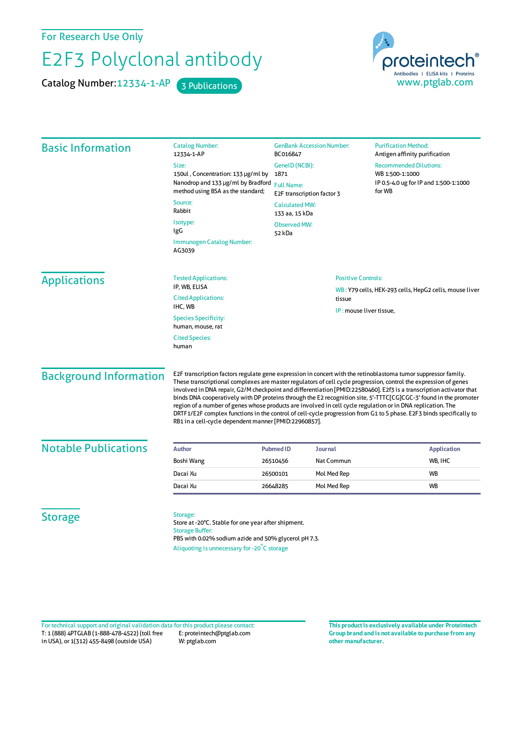For Research Use Only

# E2F3 Polyclonal antibody

Catalog Number: 12334-1-AP    3 Publications

proteintech®
Antibodies | ELISA kits | Proteins
www.ptglab.com

## Basic Information

Catalog Number:
12334-1-AP

Size:
150ul , Concentration: 133 μg/ml by Nanodrop and 133 μg/ml by Bradford method using BSA as the standard;

Source:
Rabbit

Isotype:
IgG

Immunogen Catalog Number:
AG3039

GenBank Accession Number:
BC016847

GeneID (NCBI):
1871

Full Name:
E2F transcription factor 3

Calculated MW:
133 aa, 15 kDa

Observed MW:
52 kDa

Purification Method:
Antigen affinity purification

Recommended Dilutions:
WB 1:500-1:1000
IP 0.5-4.0 ug for IP and 1:500-1:1000 for WB

## Applications

Tested Applications:
IP, WB, ELISA

Cited Applications:
IHC, WB

Species Specificity:
human, mouse, rat

Cited Species:
human

Positive Controls:

WB : Y79 cells, HEK-293 cells, HepG2 cells, mouse liver tissue

IP : mouse liver tissue,

## Background Information

E2F transcription factors regulate gene expression in concert with the retinoblastoma tumor suppressor family. These transcriptional complexes are master regulators of cell cycle progression, control the expression of genes involved in DNA repair, G2/M checkpoint and differentiation [PMID:22580460]. E2f3 is a transcription activator that binds DNA cooperatively with DP proteins through the E2 recognition site, 5'-TTTC[CG]CGC-3' found in the promoter region of a number of genes whose products are involved in cell cycle regulation or in DNA replication. The DRTF1/E2F complex functions in the control of cell-cycle progression from G1 to S phase. E2F3 binds specifically to RB1 in a cell-cycle dependent manner [PMID:22960857].

## Notable Publications

| Author | Pubmed ID | Journal | Application |
|---|---|---|---|
| Boshi Wang | 26510456 | Nat Commun | WB, IHC |
| Dacai Xu | 26500101 | Mol Med Rep | WB |
| Dacai Xu | 26648285 | Mol Med Rep | WB |

## Storage

Storage:
Store at -20°C. Stable for one year after shipment.
Storage Buffer:
PBS with 0.02% sodium azide and 50% glycerol pH 7.3.
Aliquoting is unnecessary for -20°C storage

For technical support and original validation data for this product please contact:
T: 1 (888) 4PTGLAB (1-888-478-4522) (toll free in USA), or 1(312) 455-8498 (outside USA)
E: proteintech@ptglab.com
W: ptglab.com

**This product is exclusively available under Proteintech Group brand and is not available to purchase from any other manufacturer.**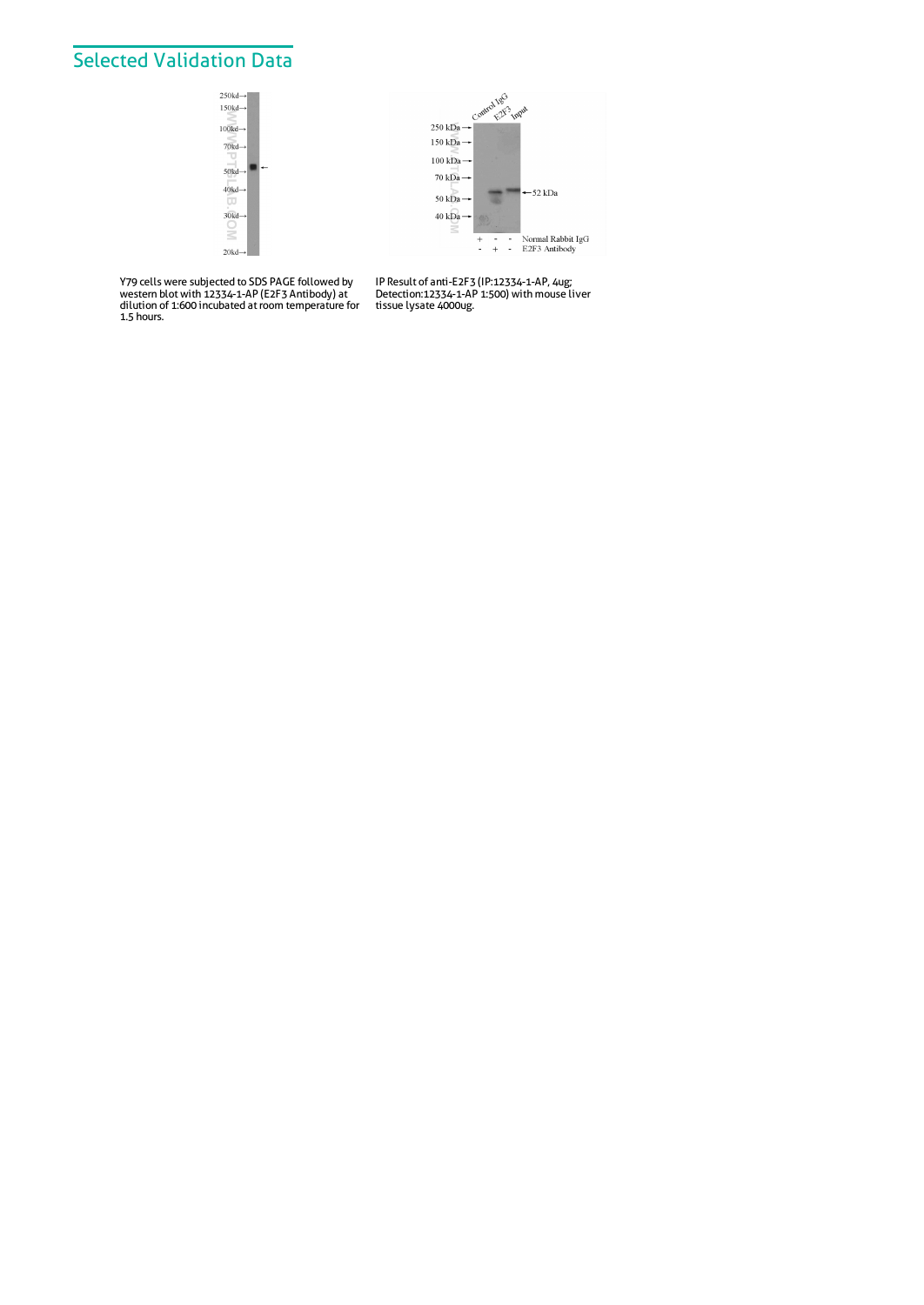## Selected Validation Data

250kd→
150kd→
100kd→
70kd→
50kd→
40kd→
30kd→
20kd→

Y79 cells were subjected to SDS PAGE followed by western blot with 12334-1-AP (E2F3 Antibody) at dilution of 1:600 incubated at room temperature for 1.5 hours.

Control IgG
E2F3
Input
250 kDa
150 kDa
100 kDa
70 kDa
50 kDa
40 kDa
←52 kDa
+ - - Normal Rabbit IgG
- + - E2F3 Antibody

IP Result of anti-E2F3 (IP:12334-1-AP, 4ug; Detection:12334-1-AP 1:500) with mouse liver tissue lysate 4000ug.